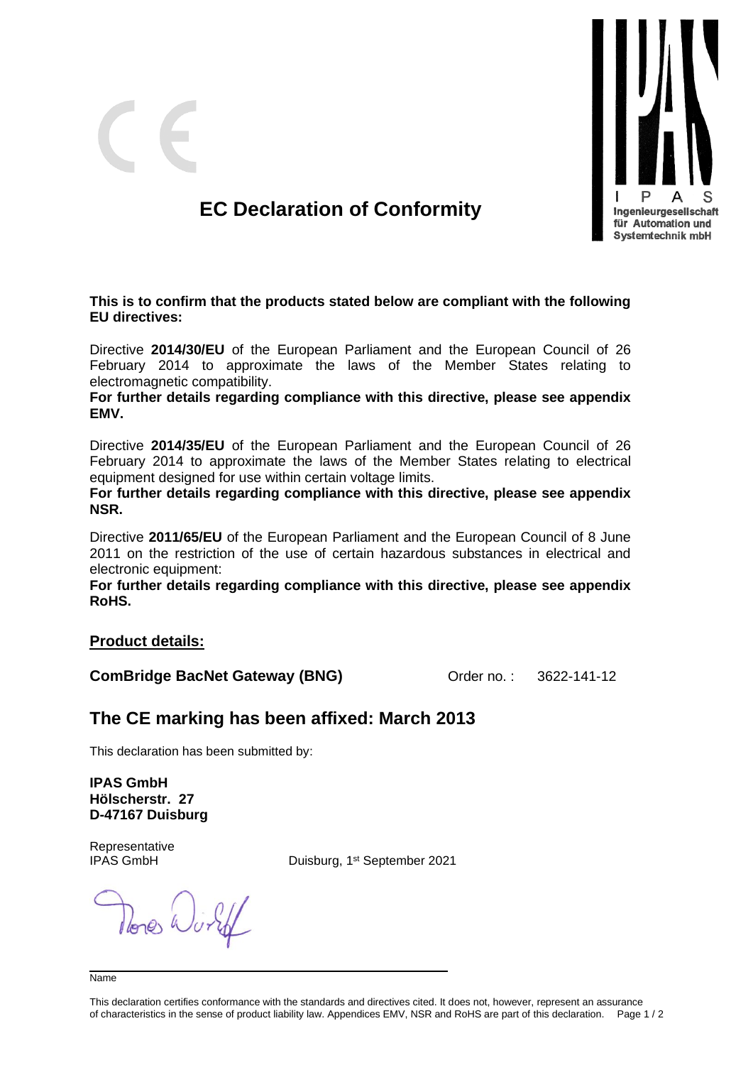# EC Declaration of Conformity

**This is to confirm that the products stated below are compliant with the following EU directives:**

Directive **2014/30/EU** of the European Parliament and the European Council of 26 February 2014 to approximate the laws of the Member States relating to electromagnetic compatibility.

**For further details regarding compliance with this directive, please see appendix EMV.**

Directive **2014/35/EU** of the European Parliament and the European Council of 26 February 2014 to approximate the laws of the Member States relating to electrical equipment designed for use within certain voltage limits.

**For further details regarding compliance with this directive, please see appendix NSR.**

Directive **2011/65/EU** of the European Parliament and the European Council of 8 June 2011 on the restriction of the use of certain hazardous substances in electrical and electronic equipment:

**For further details regarding compliance with this directive, please see appendix RoHS.**

**Product details:**

**ComBridge BacNet Gateway (BNG)** Order no. : 3622-141-12

## The CE marking has been affixed: March 2013

This declaration has been submitted by:

**IPAS GmbH**
**Hölscherstr. 27**
**D-47167 Duisburg**

Representative
IPAS GmbH

Duisburg, 1st September 2021

Name

This declaration certifies conformance with the standards and directives cited. It does not, however, represent an assurance of characteristics in the sense of product liability law. Appendices EMV, NSR and RoHS are part of this declaration.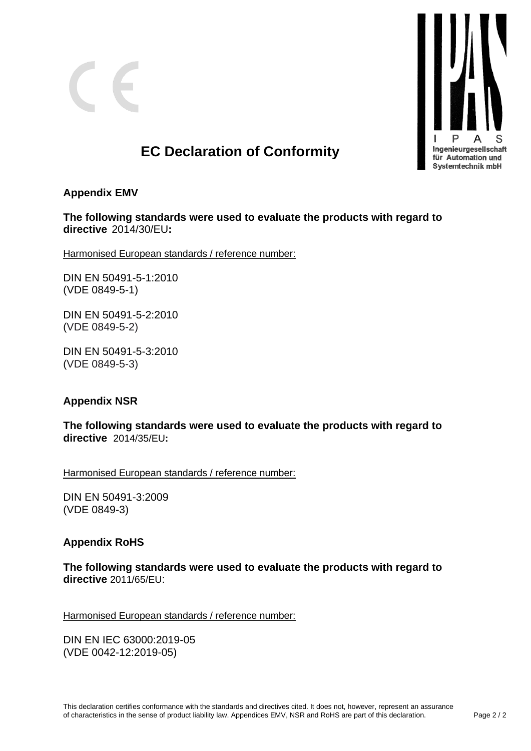# EC Declaration of Conformity

**Appendix EMV**

**The following standards were used to evaluate the products with regard to directive** 2014/30/EU**:**

Harmonised European standards / reference number:

DIN EN 50491-5-1:2010
(VDE 0849-5-1)

DIN EN 50491-5-2:2010
(VDE 0849-5-2)

DIN EN 50491-5-3:2010
(VDE 0849-5-3)

**Appendix NSR**

**The following standards were used to evaluate the products with regard to directive** 2014/35/EU**:**

Harmonised European standards / reference number:

DIN EN 50491-3:2009
(VDE 0849-3)

**Appendix RoHS**

**The following standards were used to evaluate the products with regard to directive** 2011/65/EU:

Harmonised European standards / reference number:

DIN EN IEC 63000:2019-05
(VDE 0042-12:2019-05)

This declaration certifies conformance with the standards and directives cited. It does not, however, represent an assurance of characteristics in the sense of product liability law. Appendices EMV, NSR and RoHS are part of this declaration.